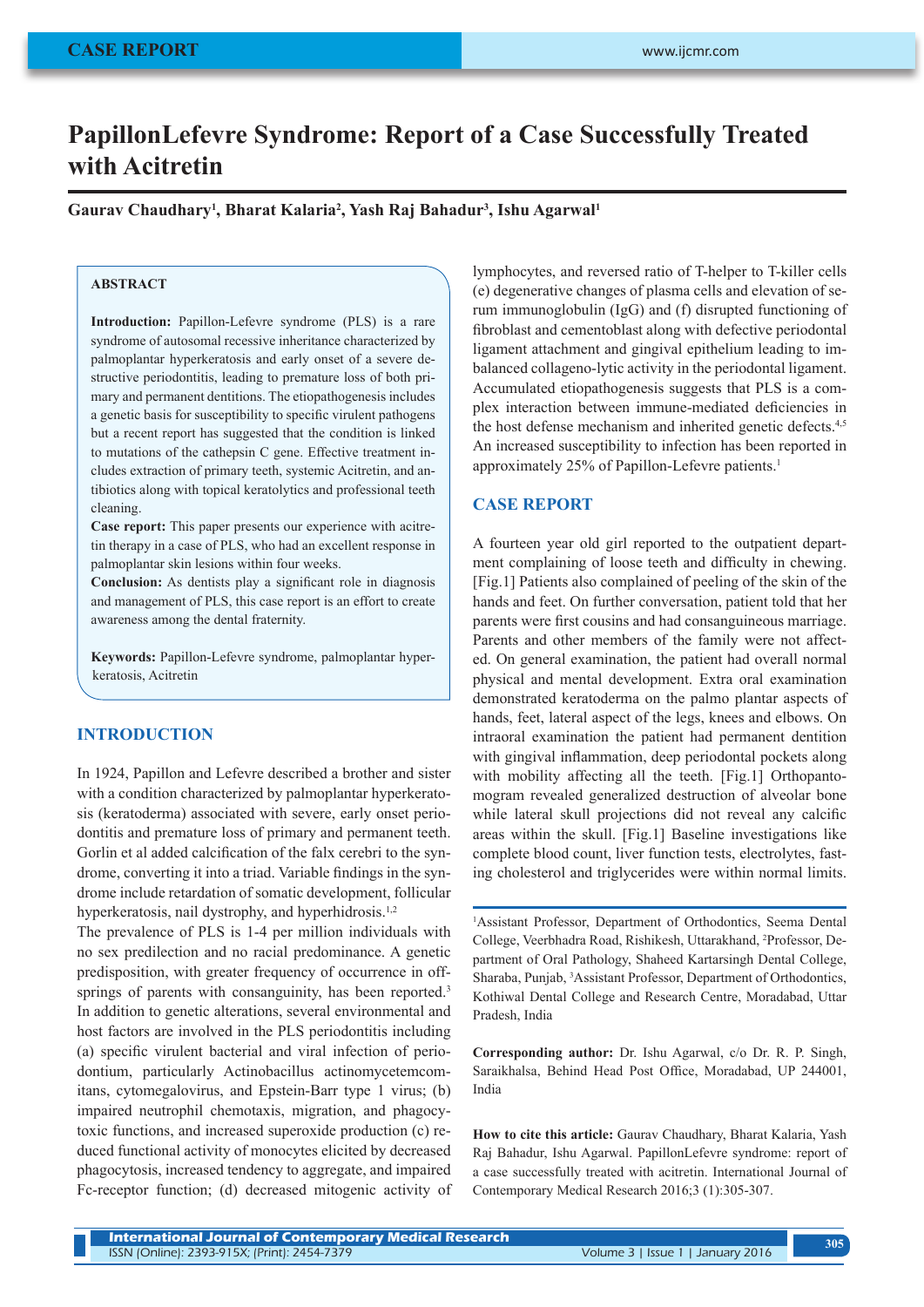# PapillonLefevre Syndrome: Report of a Case Successfully Treated with Acitretin

**Gaurav Chaudhary[1], Bharat Kalaria[2], Yash Raj Bahadur[3], Ishu Agarwal[1]**

## ABSTRACT

**Introduction:** Papillon-Lefevre syndrome (PLS) is a rare syndrome of autosomal recessive inheritance characterized by palmoplantar hyperkeratosis and early onset of a severe destructive periodontitis, leading to premature loss of both primary and permanent dentitions. The etiopathogenesis includes a genetic basis for susceptibility to specific virulent pathogens but a recent report has suggested that the condition is linked to mutations of the cathepsin C gene. Effective treatment includes extraction of primary teeth, systemic Acitretin, and antibiotics along with topical keratolytics and professional teeth cleaning.

**Case report:** This paper presents our experience with acitretin therapy in a case of PLS, who had an excellent response in palmoplantar skin lesions within four weeks.

**Conclusion:** As dentists play a significant role in diagnosis and management of PLS, this case report is an effort to create awareness among the dental fraternity.

**Keywords:** Papillon-Lefevre syndrome, palmoplantar hyperkeratosis, Acitretin

## INTRODUCTION

In 1924, Papillon and Lefevre described a brother and sister with a condition characterized by palmoplantar hyperkeratosis (keratoderma) associated with severe, early onset periodontitis and premature loss of primary and permanent teeth. Gorlin et al added calcification of the falx cerebri to the syndrome, converting it into a triad. Variable findings in the syndrome include retardation of somatic development, follicular hyperkeratosis, nail dystrophy, and hyperhidrosis.[1,2]

The prevalence of PLS is 1-4 per million individuals with no sex predilection and no racial predominance. A genetic predisposition, with greater frequency of occurrence in offsprings of parents with consanguinity, has been reported.[3] In addition to genetic alterations, several environmental and host factors are involved in the PLS periodontitis including (a) specific virulent bacterial and viral infection of periodontium, particularly Actinobacillus actinomycetemcomitans, cytomegalovirus, and Epstein-Barr type 1 virus; (b) impaired neutrophil chemotaxis, migration, and phagocytoxic functions, and increased superoxide production (c) reduced functional activity of monocytes elicited by decreased phagocytosis, increased tendency to aggregate, and impaired Fc-receptor function; (d) decreased mitogenic activity of lymphocytes, and reversed ratio of T-helper to T-killer cells (e) degenerative changes of plasma cells and elevation of serum immunoglobulin (IgG) and (f) disrupted functioning of fibroblast and cementoblast along with defective periodontal ligament attachment and gingival epithelium leading to imbalanced collageno-lytic activity in the periodontal ligament. Accumulated etiopathogenesis suggests that PLS is a complex interaction between immune-mediated deficiencies in the host defense mechanism and inherited genetic defects.[4,5] An increased susceptibility to infection has been reported in approximately 25% of Papillon-Lefevre patients.[1]

## CASE REPORT

A fourteen year old girl reported to the outpatient department complaining of loose teeth and difficulty in chewing. [Fig.1] Patients also complained of peeling of the skin of the hands and feet. On further conversation, patient told that her parents were first cousins and had consanguineous marriage. Parents and other members of the family were not affected. On general examination, the patient had overall normal physical and mental development. Extra oral examination demonstrated keratoderma on the palmo plantar aspects of hands, feet, lateral aspect of the legs, knees and elbows. On intraoral examination the patient had permanent dentition with gingival inflammation, deep periodontal pockets along with mobility affecting all the teeth. [Fig.1] Orthopantomogram revealed generalized destruction of alveolar bone while lateral skull projections did not reveal any calcific areas within the skull. [Fig.1] Baseline investigations like complete blood count, liver function tests, electrolytes, fasting cholesterol and triglycerides were within normal limits.

---

[1]Assistant Professor, Department of Orthodontics, Seema Dental College, Veerbhadra Road, Rishikesh, Uttarakhand, [2]Professor, Department of Oral Pathology, Shaheed Kartarsingh Dental College, Sharaba, Punjab, [3]Assistant Professor, Department of Orthodontics, Kothiwal Dental College and Research Centre, Moradabad, Uttar Pradesh, India

**Corresponding author:** Dr. Ishu Agarwal, c/o Dr. R. P. Singh, Saraikhalsa, Behind Head Post Office, Moradabad, UP 244001, India

**How to cite this article:** Gaurav Chaudhary, Bharat Kalaria, Yash Raj Bahadur, Ishu Agarwal. PapillonLefevre syndrome: report of a case successfully treated with acitretin. International Journal of Contemporary Medical Research 2016;3 (1):305-307.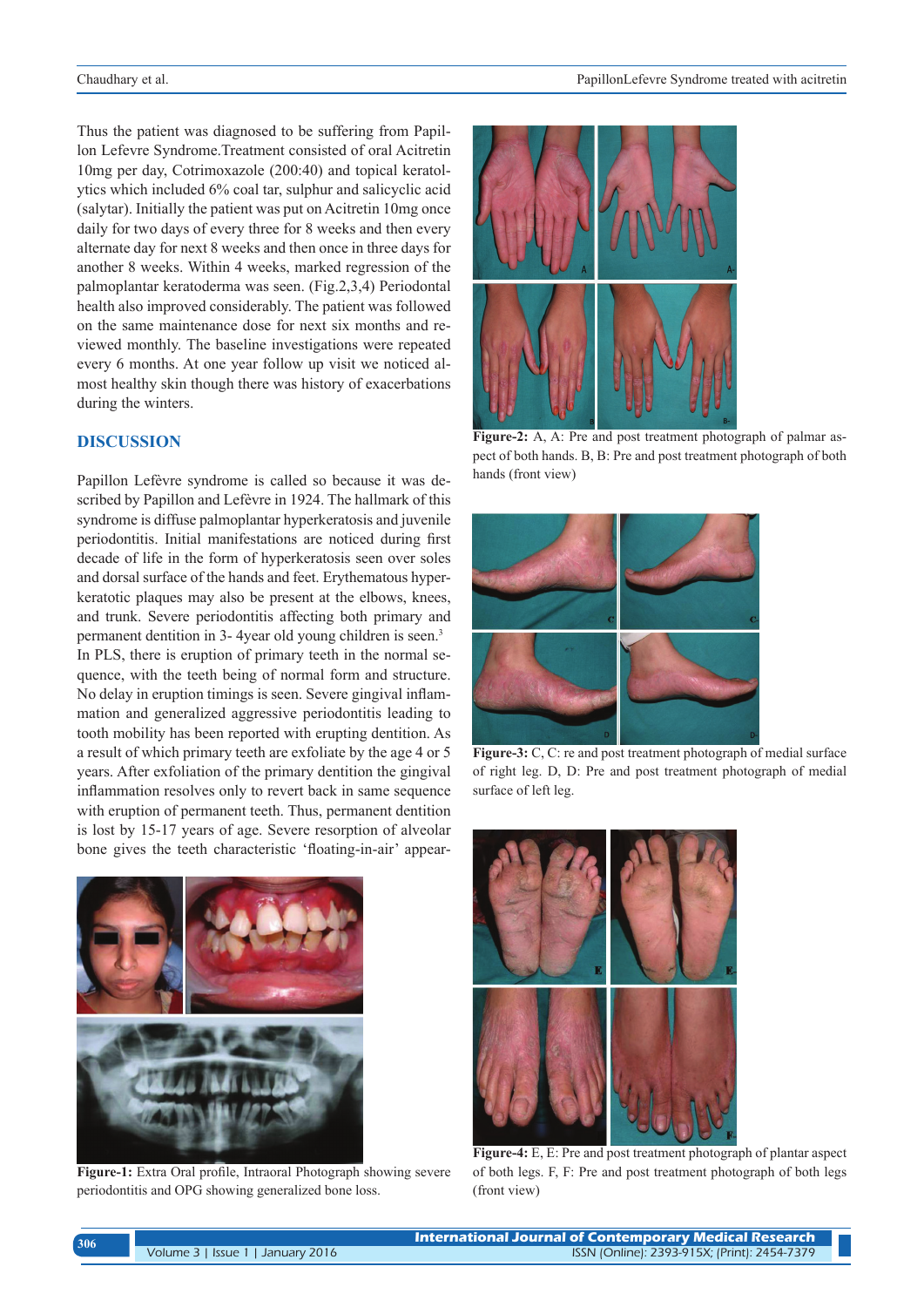Thus the patient was diagnosed to be suffering from Papillon Lefevre Syndrome.Treatment consisted of oral Acitretin 10mg per day, Cotrimoxazole (200:40) and topical keratolytics which included 6% coal tar, sulphur and salicyclic acid (salytar). Initially the patient was put on Acitretin 10mg once daily for two days of every three for 8 weeks and then every alternate day for next 8 weeks and then once in three days for another 8 weeks. Within 4 weeks, marked regression of the palmoplantar keratoderma was seen. (Fig.2,3,4) Periodontal health also improved considerably. The patient was followed on the same maintenance dose for next six months and reviewed monthly. The baseline investigations were repeated every 6 months. At one year follow up visit we noticed almost healthy skin though there was history of exacerbations during the winters.

## DISCUSSION

Papillon Lefèvre syndrome is called so because it was described by Papillon and Lefèvre in 1924. The hallmark of this syndrome is diffuse palmoplantar hyperkeratosis and juvenile periodontitis. Initial manifestations are noticed during first decade of life in the form of hyperkeratosis seen over soles and dorsal surface of the hands and feet. Erythematous hyperkeratotic plaques may also be present at the elbows, knees, and trunk. Severe periodontitis affecting both primary and permanent dentition in 3- 4year old young children is seen.[3]
In PLS, there is eruption of primary teeth in the normal sequence, with the teeth being of normal form and structure. No delay in eruption timings is seen. Severe gingival inflammation and generalized aggressive periodontitis leading to tooth mobility has been reported with erupting dentition. As a result of which primary teeth are exfoliate by the age 4 or 5 years. After exfoliation of the primary dentition the gingival inflammation resolves only to revert back in same sequence with eruption of permanent teeth. Thus, permanent dentition is lost by 15-17 years of age. Severe resorption of alveolar bone gives the teeth characteristic 'floating-in-air' appear-

**Figure-1:** Extra Oral profile, Intraoral Photograph showing severe periodontitis and OPG showing generalized bone loss.

**Figure-2:** A, A: Pre and post treatment photograph of palmar aspect of both hands. B, B: Pre and post treatment photograph of both hands (front view)

**Figure-3:** C, C: re and post treatment photograph of medial surface of right leg. D, D: Pre and post treatment photograph of medial surface of left leg.

**Figure-4:** E, E: Pre and post treatment photograph of plantar aspect of both legs. F, F: Pre and post treatment photograph of both legs (front view)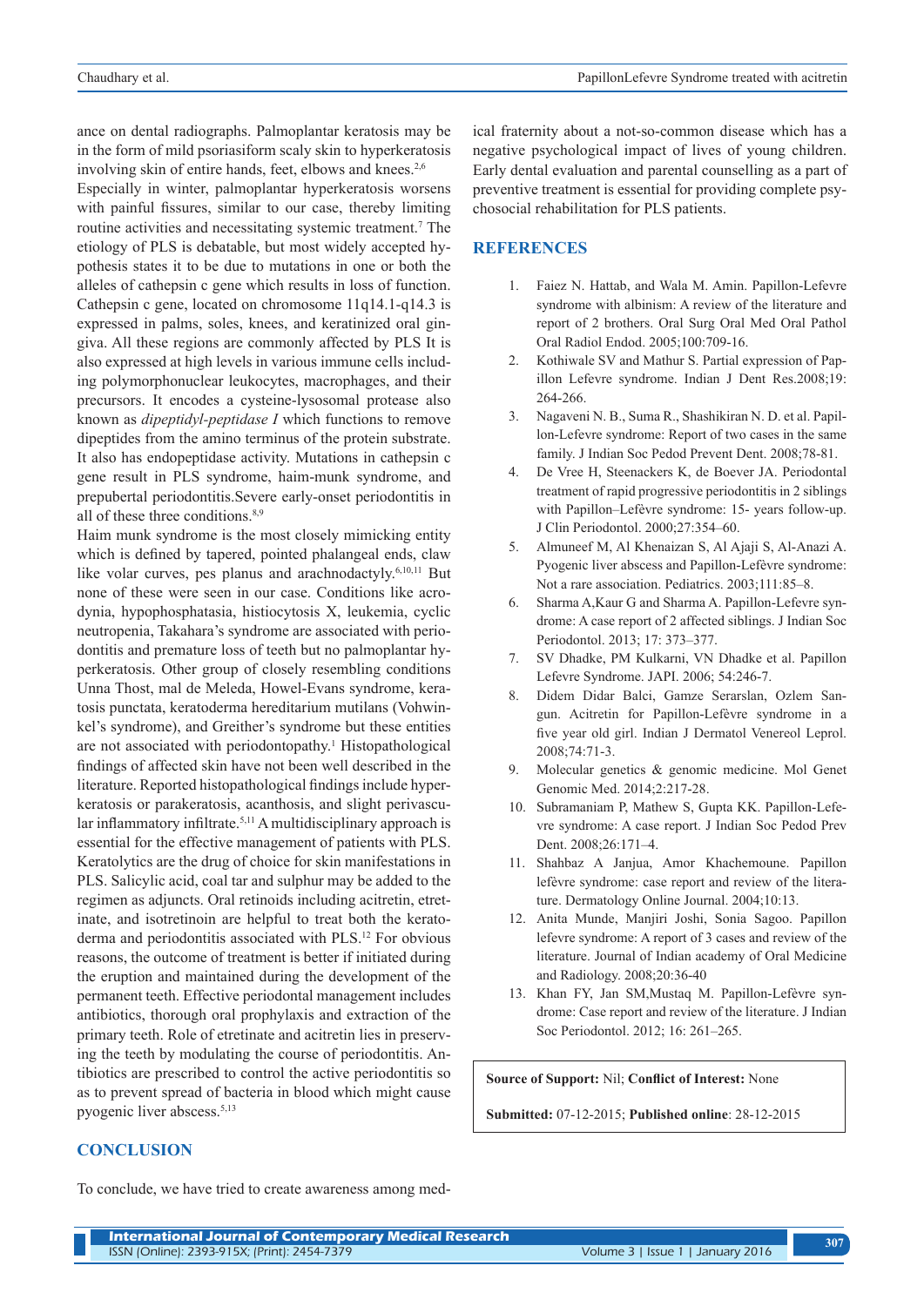ance on dental radiographs. Palmoplantar keratosis may be in the form of mild psoriasiform scaly skin to hyperkeratosis involving skin of entire hands, feet, elbows and knees.[2,6]

Especially in winter, palmoplantar hyperkeratosis worsens with painful fissures, similar to our case, thereby limiting routine activities and necessitating systemic treatment.[7] The etiology of PLS is debatable, but most widely accepted hypothesis states it to be due to mutations in one or both the alleles of cathepsin c gene which results in loss of function. Cathepsin c gene, located on chromosome 11q14.1-q14.3 is expressed in palms, soles, knees, and keratinized oral gingiva. All these regions are commonly affected by PLS It is also expressed at high levels in various immune cells including polymorphonuclear leukocytes, macrophages, and their precursors. It encodes a cysteine-lysosomal protease also known as *dipeptidyl-peptidase I* which functions to remove dipeptides from the amino terminus of the protein substrate. It also has endopeptidase activity. Mutations in cathepsin c gene result in PLS syndrome, haim-munk syndrome, and prepubertal periodontitis.Severe early-onset periodontitis in all of these three conditions.[8,9]

Haim munk syndrome is the most closely mimicking entity which is defined by tapered, pointed phalangeal ends, claw like volar curves, pes planus and arachnodactyly.[6,10,11] But none of these were seen in our case. Conditions like acrodynia, hypophosphatasia, histiocytosis X, leukemia, cyclic neutropenia, Takahara's syndrome are associated with periodontitis and premature loss of teeth but no palmoplantar hyperkeratosis. Other group of closely resembling conditions Unna Thost, mal de Meleda, Howel-Evans syndrome, keratosis punctata, keratoderma hereditarium mutilans (Vohwinkel's syndrome), and Greither's syndrome but these entities are not associated with periodontopathy.[1] Histopathological findings of affected skin have not been well described in the literature. Reported histopathological findings include hyperkeratosis or parakeratosis, acanthosis, and slight perivascular inflammatory infiltrate.[5,11] A multidisciplinary approach is essential for the effective management of patients with PLS. Keratolytics are the drug of choice for skin manifestations in PLS. Salicylic acid, coal tar and sulphur may be added to the regimen as adjuncts. Oral retinoids including acitretin, etretinate, and isotretinoin are helpful to treat both the keratoderma and periodontitis associated with PLS.[12] For obvious reasons, the outcome of treatment is better if initiated during the eruption and maintained during the development of the permanent teeth. Effective periodontal management includes antibiotics, thorough oral prophylaxis and extraction of the primary teeth. Role of etretinate and acitretin lies in preserving the teeth by modulating the course of periodontitis. Antibiotics are prescribed to control the active periodontitis so as to prevent spread of bacteria in blood which might cause pyogenic liver abscess.[5,13]

## CONCLUSION

To conclude, we have tried to create awareness among medical fraternity about a not-so-common disease which has a negative psychological impact of lives of young children. Early dental evaluation and parental counselling as a part of preventive treatment is essential for providing complete psychosocial rehabilitation for PLS patients.

## REFERENCES

1. Faiez N. Hattab, and Wala M. Amin. Papillon-Lefevre syndrome with albinism: A review of the literature and report of 2 brothers. Oral Surg Oral Med Oral Pathol Oral Radiol Endod. 2005;100:709-16.
2. Kothiwale SV and Mathur S. Partial expression of Papillon Lefevre syndrome. Indian J Dent Res.2008;19: 264-266.
3. Nagaveni N. B., Suma R., Shashikiran N. D. et al. Papillon-Lefevre syndrome: Report of two cases in the same family. J Indian Soc Pedod Prevent Dent. 2008;78-81.
4. De Vree H, Steenackers K, de Boever JA. Periodontal treatment of rapid progressive periodontitis in 2 siblings with Papillon–Lefèvre syndrome: 15- years follow-up. J Clin Periodontol. 2000;27:354–60.
5. Almuneef M, Al Khenaizan S, Al Ajaji S, Al-Anazi A. Pyogenic liver abscess and Papillon-Lefèvre syndrome: Not a rare association. Pediatrics. 2003;111:85–8.
6. Sharma A,Kaur G and Sharma A. Papillon-Lefeve syndrome: A case report of 2 affected siblings. J Indian Soc Periodontol. 2013; 17: 373–377.
7. SV Dhadke, PM Kulkarni, VN Dhadke et al. Papillon Lefevre Syndrome. JAPI. 2006; 54:246-7.
8. Didem Didar Balci, Gamze Serarslan, Ozlem Sangun. Acitretin for Papillon-Lefèvre syndrome in a five year old girl. Indian J Dermatol Venereol Leprol. 2008;74:71-3.
9. Molecular genetics & genomic medicine. Mol Genet Genomic Med. 2014;2:217-28.
10. Subramaniam P, Mathew S, Gupta KK. Papillon-Lefevre syndrome: A case report. J Indian Soc Pedod Prev Dent. 2008;26:171–4.
11. Shahbaz A Janjua, Amor Khachemoune. Papillon lefèvre syndrome: case report and review of the literature. Dermatology Online Journal. 2004;10:13.
12. Anita Munde, Manjiri Joshi, Sonia Sagoo. Papillon lefevre syndrome: A report of 3 cases and review of the literature. Journal of Indian academy of Oral Medicine and Radiology. 2008;20:36-40
13. Khan FY, Jan SM,Mustaq M. Papillon-Lefèvre syndrome: Case report and review of the literature. J Indian Soc Periodontol. 2012; 16: 261–265.

**Source of Support:** Nil; **Conflict of Interest:** None

**Submitted:** 07-12-2015; **Published online**: 28-12-2015